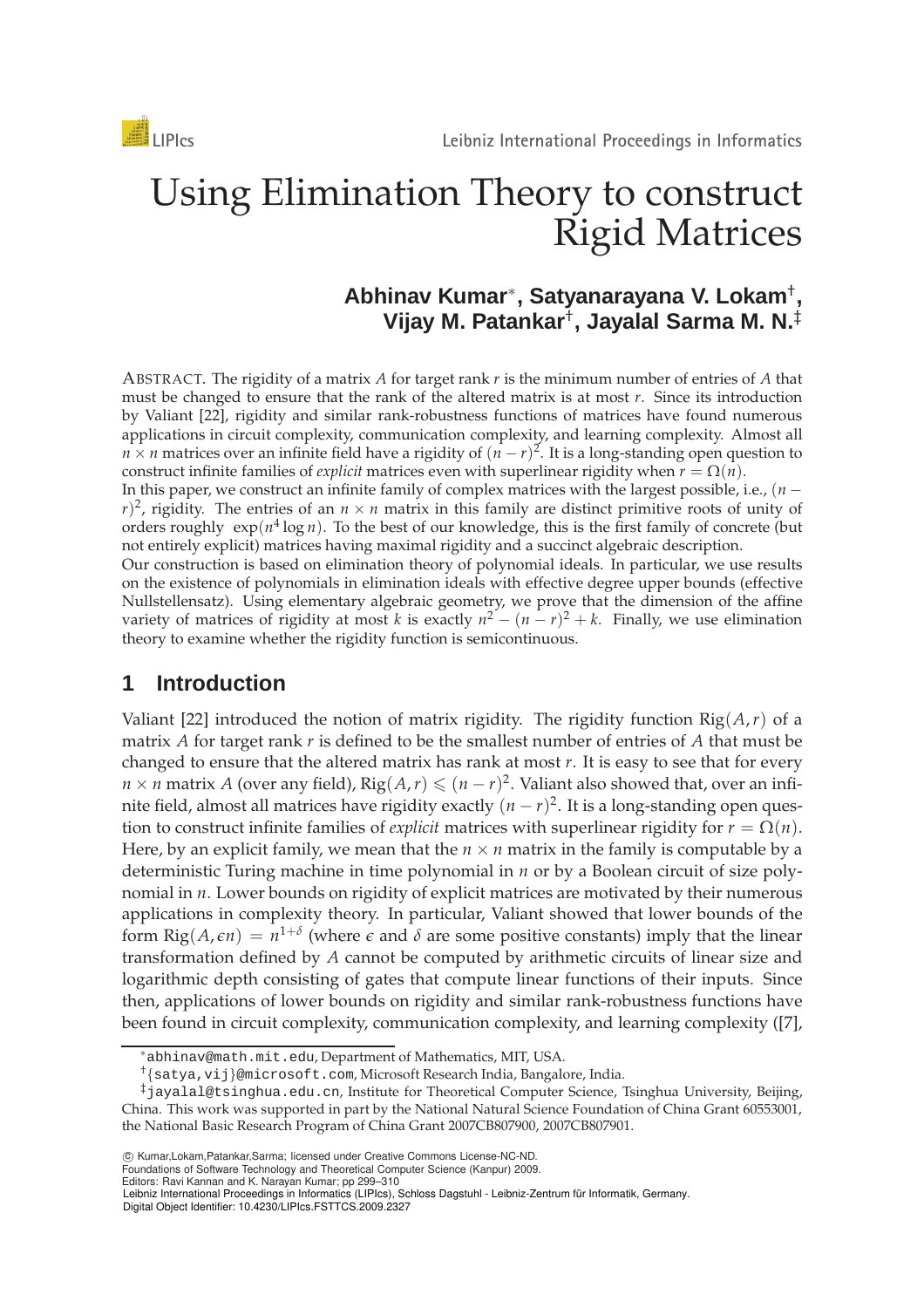# Using Elimination Theory to construct Rigid Matrices

**Abhinav Kumar**[*], **Satyanarayana V. Lokam**[†], **Vijay M. Patankar**[†], **Jayalal Sarma M. N.**[‡]

ABSTRACT. The rigidity of a matrix $A$ for target rank $r$ is the minimum number of entries of $A$ that must be changed to ensure that the rank of the altered matrix is at most $r$. Since its introduction by Valiant [22], rigidity and similar rank-robustness functions of matrices have found numerous applications in circuit complexity, communication complexity, and learning complexity. Almost all $n \times n$ matrices over an infinite field have a rigidity of $(n-r)^2$. It is a long-standing open question to construct infinite families of *explicit* matrices even with superlinear rigidity when $r = \Omega(n)$.

In this paper, we construct an infinite family of complex matrices with the largest possible, i.e., $(n-r)^2$, rigidity. The entries of an $n \times n$ matrix in this family are distinct primitive roots of unity of orders roughly $\exp(n^4 \log n)$. To the best of our knowledge, this is the first family of concrete (but not entirely explicit) matrices having maximal rigidity and a succinct algebraic description.

Our construction is based on elimination theory of polynomial ideals. In particular, we use results on the existence of polynomials in elimination ideals with effective degree upper bounds (effective Nullstellensatz). Using elementary algebraic geometry, we prove that the dimension of the affine variety of matrices of rigidity at most $k$ is exactly $n^2 - (n-r)^2 + k$. Finally, we use elimination theory to examine whether the rigidity function is semicontinuous.

## 1 Introduction

Valiant [22] introduced the notion of matrix rigidity. The rigidity function $\mathrm{Rig}(A, r)$ of a matrix $A$ for target rank $r$ is defined to be the smallest number of entries of $A$ that must be changed to ensure that the altered matrix has rank at most $r$. It is easy to see that for every $n \times n$ matrix $A$ (over any field), $\mathrm{Rig}(A, r) \leqslant (n-r)^2$. Valiant also showed that, over an infinite field, almost all matrices have rigidity exactly $(n-r)^2$. It is a long-standing open question to construct infinite families of *explicit* matrices with superlinear rigidity for $r = \Omega(n)$. Here, by an explicit family, we mean that the $n \times n$ matrix in the family is computable by a deterministic Turing machine in time polynomial in $n$ or by a Boolean circuit of size polynomial in $n$. Lower bounds on rigidity of explicit matrices are motivated by their numerous applications in complexity theory. In particular, Valiant showed that lower bounds of the form $\mathrm{Rig}(A, \epsilon n) = n^{1+\delta}$ (where $\epsilon$ and $\delta$ are some positive constants) imply that the linear transformation defined by $A$ cannot be computed by arithmetic circuits of linear size and logarithmic depth consisting of gates that compute linear functions of their inputs. Since then, applications of lower bounds on rigidity and similar rank-robustness functions have been found in circuit complexity, communication complexity, and learning complexity ([7],

---

[*] abhinav@math.mit.edu, Department of Mathematics, MIT, USA.

[†] {satya,vij}@microsoft.com, Microsoft Research India, Bangalore, India.

[‡] jayalal@tsinghua.edu.cn, Institute for Theoretical Computer Science, Tsinghua University, Beijing, China. This work was supported in part by the National Natural Science Foundation of China Grant 60553001, the National Basic Research Program of China Grant 2007CB807900, 2007CB807901.

© Kumar,Lokam,Patankar,Sarma; licensed under Creative Commons License-NC-ND.
Foundations of Software Technology and Theoretical Computer Science (Kanpur) 2009.
Editors: Ravi Kannan and K. Narayan Kumar; pp 299–310
Leibniz International Proceedings in Informatics (LIPIcs), Schloss Dagstuhl - Leibniz-Zentrum für Informatik, Germany.
Digital Object Identifier: 10.4230/LIPIcs.FSTTCS.2009.2327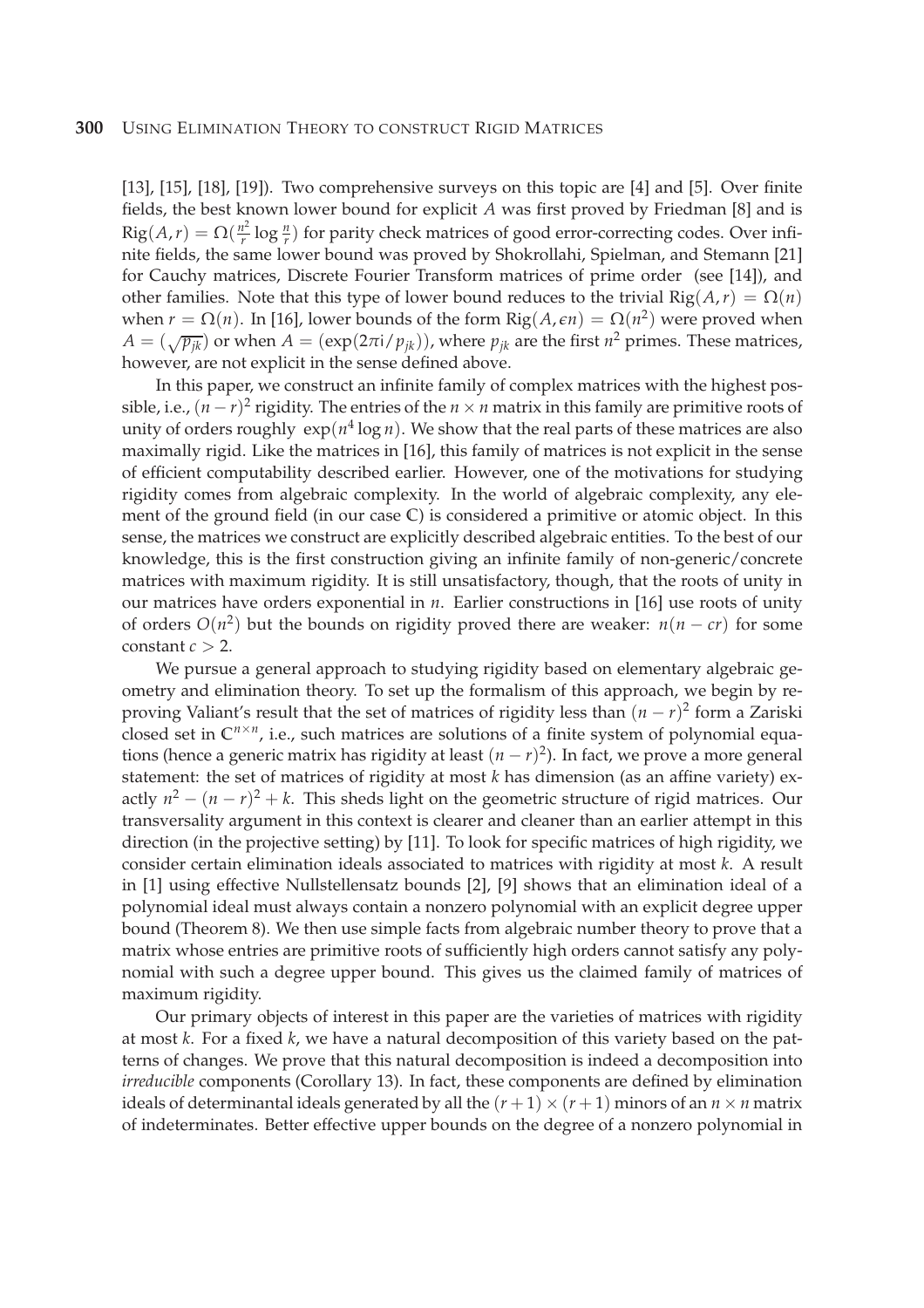[13], [15], [18], [19]). Two comprehensive surveys on this topic are [4] and [5]. Over finite fields, the best known lower bound for explicit $A$ was first proved by Friedman [8] and is $\mathrm{Rig}(A, r) = \Omega(\frac{n^2}{r}\log\frac{n}{r})$ for parity check matrices of good error-correcting codes. Over infinite fields, the same lower bound was proved by Shokrollahi, Spielman, and Stemann [21] for Cauchy matrices, Discrete Fourier Transform matrices of prime order (see [14]), and other families. Note that this type of lower bound reduces to the trivial $\mathrm{Rig}(A, r) = \Omega(n)$ when $r = \Omega(n)$. In [16], lower bounds of the form $\mathrm{Rig}(A, \epsilon n) = \Omega(n^2)$ were proved when $A = (\sqrt{p_{jk}})$ or when $A = (\exp(2\pi i/p_{jk}))$, where $p_{jk}$ are the first $n^2$ primes. These matrices, however, are not explicit in the sense defined above.

In this paper, we construct an infinite family of complex matrices with the highest possible, i.e., $(n-r)^2$ rigidity. The entries of the $n \times n$ matrix in this family are primitive roots of unity of orders roughly $\exp(n^4 \log n)$. We show that the real parts of these matrices are also maximally rigid. Like the matrices in [16], this family of matrices is not explicit in the sense of efficient computability described earlier. However, one of the motivations for studying rigidity comes from algebraic complexity. In the world of algebraic complexity, any element of the ground field (in our case $\mathbb{C}$) is considered a primitive or atomic object. In this sense, the matrices we construct are explicitly described algebraic entities. To the best of our knowledge, this is the first construction giving an infinite family of non-generic/concrete matrices with maximum rigidity. It is still unsatisfactory, though, that the roots of unity in our matrices have orders exponential in $n$. Earlier constructions in [16] use roots of unity of orders $O(n^2)$ but the bounds on rigidity proved there are weaker: $n(n-cr)$ for some constant $c > 2$.

We pursue a general approach to studying rigidity based on elementary algebraic geometry and elimination theory. To set up the formalism of this approach, we begin by reproving Valiant's result that the set of matrices of rigidity less than $(n-r)^2$ form a Zariski closed set in $\mathbb{C}^{n \times n}$, i.e., such matrices are solutions of a finite system of polynomial equations (hence a generic matrix has rigidity at least $(n-r)^2$). In fact, we prove a more general statement: the set of matrices of rigidity at most $k$ has dimension (as an affine variety) exactly $n^2 - (n-r)^2 + k$. This sheds light on the geometric structure of rigid matrices. Our transversality argument in this context is clearer and cleaner than an earlier attempt in this direction (in the projective setting) by [11]. To look for specific matrices of high rigidity, we consider certain elimination ideals associated to matrices with rigidity at most $k$. A result in [1] using effective Nullstellensatz bounds [2], [9] shows that an elimination ideal of a polynomial ideal must always contain a nonzero polynomial with an explicit degree upper bound (Theorem 8). We then use simple facts from algebraic number theory to prove that a matrix whose entries are primitive roots of sufficiently high orders cannot satisfy any polynomial with such a degree upper bound. This gives us the claimed family of matrices of maximum rigidity.

Our primary objects of interest in this paper are the varieties of matrices with rigidity at most $k$. For a fixed $k$, we have a natural decomposition of this variety based on the patterns of changes. We prove that this natural decomposition is indeed a decomposition into *irreducible* components (Corollary 13). In fact, these components are defined by elimination ideals of determinantal ideals generated by all the $(r+1) \times (r+1)$ minors of an $n \times n$ matrix of indeterminates. Better effective upper bounds on the degree of a nonzero polynomial in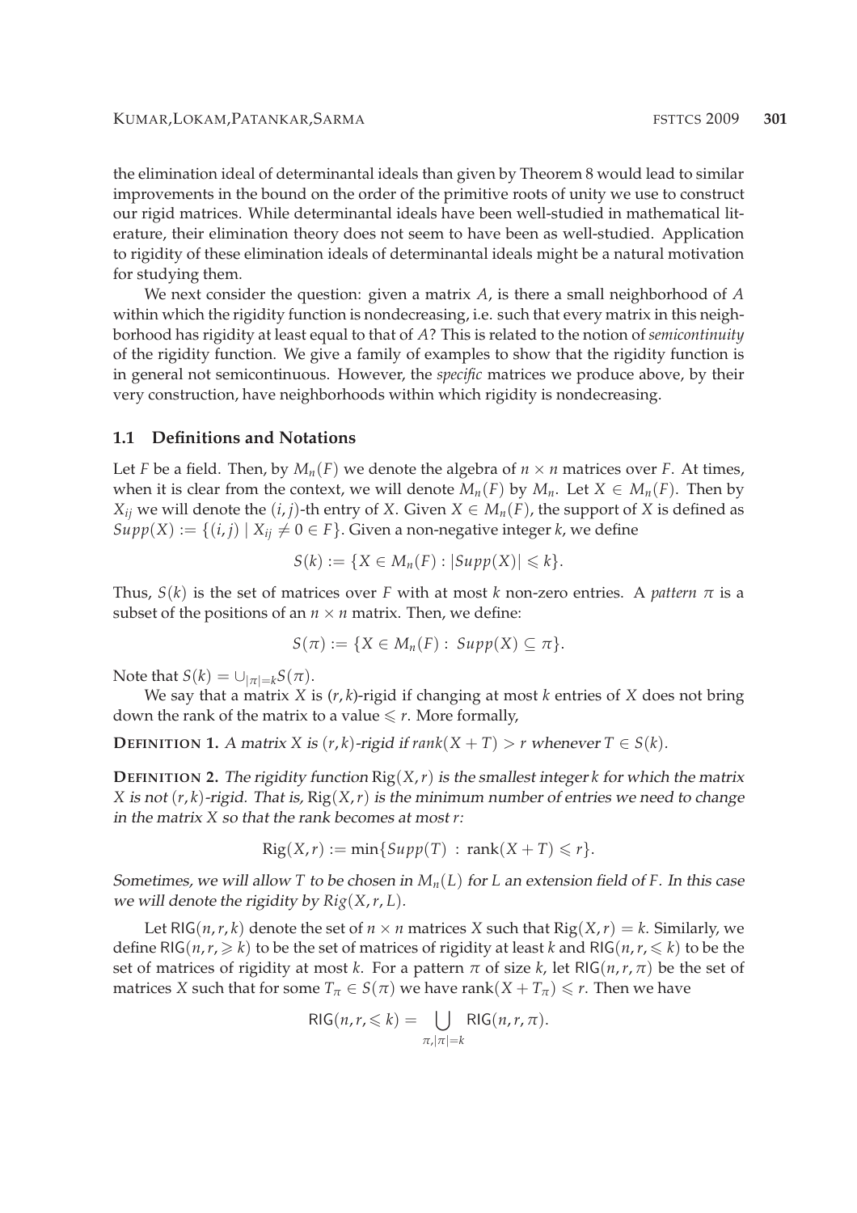the elimination ideal of determinantal ideals than given by Theorem 8 would lead to similar improvements in the bound on the order of the primitive roots of unity we use to construct our rigid matrices. While determinantal ideals have been well-studied in mathematical literature, their elimination theory does not seem to have been as well-studied. Application to rigidity of these elimination ideals of determinantal ideals might be a natural motivation for studying them.

We next consider the question: given a matrix $A$, is there a small neighborhood of $A$ within which the rigidity function is nondecreasing, i.e. such that every matrix in this neighborhood has rigidity at least equal to that of $A$? This is related to the notion of *semicontinuity* of the rigidity function. We give a family of examples to show that the rigidity function is in general not semicontinuous. However, the *specific* matrices we produce above, by their very construction, have neighborhoods within which rigidity is nondecreasing.

### 1.1 Definitions and Notations

Let $F$ be a field. Then, by $M_n(F)$ we denote the algebra of $n \times n$ matrices over $F$. At times, when it is clear from the context, we will denote $M_n(F)$ by $M_n$. Let $X \in M_n(F)$. Then by $X_{ij}$ we will denote the $(i, j)$-th entry of $X$. Given $X \in M_n(F)$, the support of $X$ is defined as $Supp(X) := \{(i, j) \mid X_{ij} \neq 0 \in F\}$. Given a non-negative integer $k$, we define

$$S(k) := \{X \in M_n(F) : |Supp(X)| \leqslant k\}.$$

Thus, $S(k)$ is the set of matrices over $F$ with at most $k$ non-zero entries. A *pattern* $\pi$ is a subset of the positions of an $n \times n$ matrix. Then, we define:

$$S(\pi) := \{X \in M_n(F) : \ Supp(X) \subseteq \pi\}.$$

Note that $S(k) = \cup_{|\pi|=k} S(\pi)$.

We say that a matrix $X$ is $(r, k)$-rigid if changing at most $k$ entries of $X$ does not bring down the rank of the matrix to a value $\leqslant r$. More formally,

**DEFINITION 1.** *A matrix $X$ is $(r, k)$-rigid if $rank(X + T) > r$ whenever $T \in S(k)$.*

**DEFINITION 2.** *The rigidity function $\mathrm{Rig}(X, r)$ is the smallest integer $k$ for which the matrix $X$ is not $(r, k)$-rigid. That is, $\mathrm{Rig}(X, r)$ is the minimum number of entries we need to change in the matrix $X$ so that the rank becomes at most $r$:*

$$\mathrm{Rig}(X, r) := \min\{Supp(T) \ : \ \mathrm{rank}(X + T) \leqslant r\}.$$

*Sometimes, we will allow $T$ to be chosen in $M_n(L)$ for $L$ an extension field of $F$. In this case we will denote the rigidity by $Rig(X, r, L)$.*

Let $\mathsf{RIG}(n, r, k)$ denote the set of $n \times n$ matrices $X$ such that $\mathrm{Rig}(X, r) = k$. Similarly, we define $\mathsf{RIG}(n, r, \geqslant k)$ to be the set of matrices of rigidity at least $k$ and $\mathsf{RIG}(n, r, \leqslant k)$ to be the set of matrices of rigidity at most $k$. For a pattern $\pi$ of size $k$, let $\mathsf{RIG}(n, r, \pi)$ be the set of matrices $X$ such that for some $T_\pi \in S(\pi)$ we have $\mathrm{rank}(X + T_\pi) \leqslant r$. Then we have

$$\mathsf{RIG}(n, r, \leqslant k) = \bigcup_{\pi, |\pi|=k} \mathsf{RIG}(n, r, \pi).$$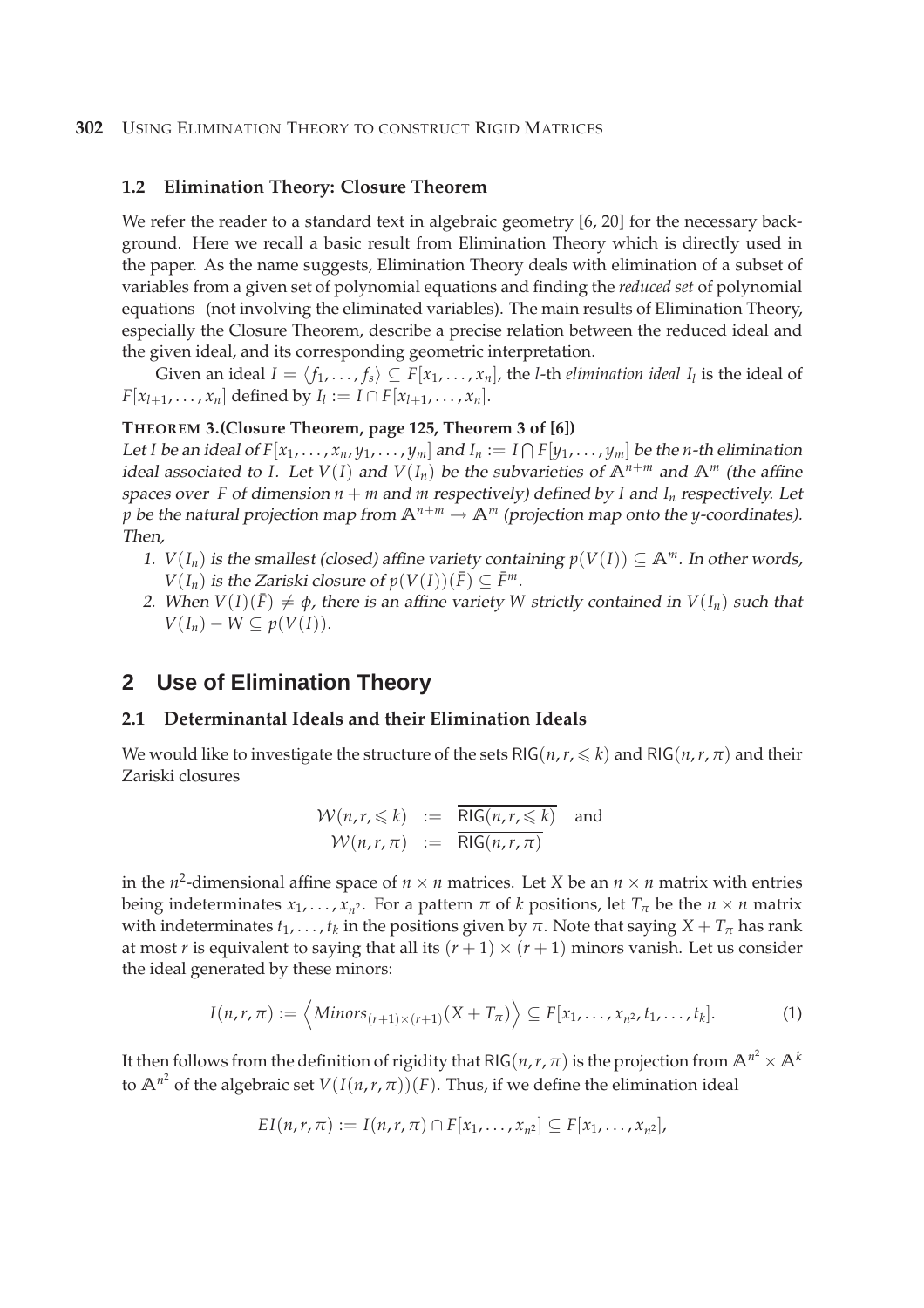### 1.2 Elimination Theory: Closure Theorem

We refer the reader to a standard text in algebraic geometry [6, 20] for the necessary background. Here we recall a basic result from Elimination Theory which is directly used in the paper. As the name suggests, Elimination Theory deals with elimination of a subset of variables from a given set of polynomial equations and finding the *reduced set* of polynomial equations (not involving the eliminated variables). The main results of Elimination Theory, especially the Closure Theorem, describe a precise relation between the reduced ideal and the given ideal, and its corresponding geometric interpretation.

Given an ideal $I = \langle f_1, \ldots, f_s \rangle \subseteq F[x_1, \ldots, x_n]$, the $l$-th *elimination ideal* $I_l$ is the ideal of $F[x_{l+1}, \ldots, x_n]$ defined by $I_l := I \cap F[x_{l+1}, \ldots, x_n]$.

**THEOREM 3.(Closure Theorem, page 125, Theorem 3 of [6])**

*Let $I$ be an ideal of $F[x_1, \ldots, x_n, y_1, \ldots, y_m]$ and $I_n := I \bigcap F[y_1, \ldots, y_m]$ be the $n$-th elimination ideal associated to $I$. Let $V(I)$ and $V(I_n)$ be the subvarieties of $\mathbb{A}^{n+m}$ and $\mathbb{A}^m$ (the affine spaces over $F$ of dimension $n+m$ and $m$ respectively) defined by $I$ and $I_n$ respectively. Let $p$ be the natural projection map from $\mathbb{A}^{n+m} \to \mathbb{A}^m$ (projection map onto the $y$-coordinates). Then,*

1. *$V(I_n)$ is the smallest (closed) affine variety containing $p(V(I)) \subseteq \mathbb{A}^m$. In other words, $V(I_n)$ is the Zariski closure of $p(V(I))(\bar{F}) \subseteq \bar{F}^m$.*
2. *When $V(I)(\bar{F}) \neq \phi$, there is an affine variety $W$ strictly contained in $V(I_n)$ such that $V(I_n) - W \subseteq p(V(I))$.*

## 2 Use of Elimination Theory

### 2.1 Determinantal Ideals and their Elimination Ideals

We would like to investigate the structure of the sets $\mathsf{RIG}(n, r, \leqslant k)$ and $\mathsf{RIG}(n, r, \pi)$ and their Zariski closures

$$\begin{aligned} \mathcal{W}(n, r, \leqslant k) &:= \overline{\mathsf{RIG}(n, r, \leqslant k)} \quad \text{and} \\ \mathcal{W}(n, r, \pi) &:= \overline{\mathsf{RIG}(n, r, \pi)} \end{aligned}$$

in the $n^2$-dimensional affine space of $n \times n$ matrices. Let $X$ be an $n \times n$ matrix with entries being indeterminates $x_1, \ldots, x_{n^2}$. For a pattern $\pi$ of $k$ positions, let $T_\pi$ be the $n \times n$ matrix with indeterminates $t_1, \ldots, t_k$ in the positions given by $\pi$. Note that saying $X + T_\pi$ has rank at most $r$ is equivalent to saying that all its $(r+1) \times (r+1)$ minors vanish. Let us consider the ideal generated by these minors:

$$I(n, r, \pi) := \left\langle Minors_{(r+1)\times(r+1)}(X + T_\pi) \right\rangle \subseteq F[x_1, \ldots, x_{n^2}, t_1, \ldots, t_k]. \tag{1}$$

It then follows from the definition of rigidity that $\mathsf{RIG}(n, r, \pi)$ is the projection from $\mathbb{A}^{n^2} \times \mathbb{A}^k$ to $\mathbb{A}^{n^2}$ of the algebraic set $V(I(n, r, \pi))(F)$. Thus, if we define the elimination ideal

$$EI(n, r, \pi) := I(n, r, \pi) \cap F[x_1, \ldots, x_{n^2}] \subseteq F[x_1, \ldots, x_{n^2}],$$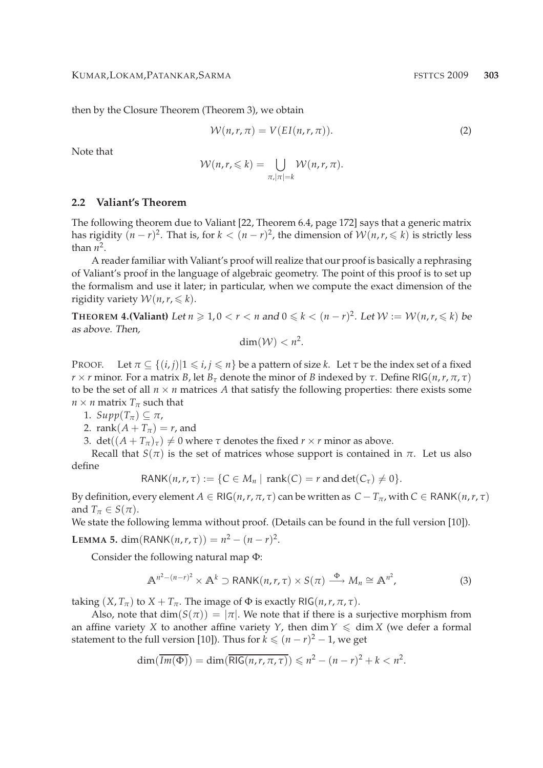then by the Closure Theorem (Theorem 3), we obtain

$$\mathcal{W}(n,r,\pi) = V(EI(n,r,\pi)). \tag{2}$$

Note that

$$\mathcal{W}(n,r,\leqslant k) = \bigcup_{\pi, |\pi|=k} \mathcal{W}(n,r,\pi).$$

## 2.2 Valiant's Theorem

The following theorem due to Valiant [22, Theorem 6.4, page 172] says that a generic matrix has rigidity $(n-r)^2$. That is, for $k < (n-r)^2$, the dimension of $\mathcal{W}(n,r,\leqslant k)$ is strictly less than $n^2$.

A reader familiar with Valiant's proof will realize that our proof is basically a rephrasing of Valiant's proof in the language of algebraic geometry. The point of this proof is to set up the formalism and use it later; in particular, when we compute the exact dimension of the rigidity variety $\mathcal{W}(n,r,\leqslant k)$.

**THEOREM 4.(Valiant)** *Let $n \geqslant 1, 0 < r < n$ and $0 \leqslant k < (n-r)^2$. Let $\mathcal{W} := \mathcal{W}(n,r,\leqslant k)$ be as above. Then,*

$$\dim(\mathcal{W}) < n^2.$$

PROOF. Let $\pi \subseteq \{(i,j) | 1 \leqslant i,j \leqslant n\}$ be a pattern of size $k$. Let $\tau$ be the index set of a fixed $r \times r$ minor. For a matrix $B$, let $B_\tau$ denote the minor of $B$ indexed by $\tau$. Define $\mathsf{RIG}(n,r,\pi,\tau)$ to be the set of all $n \times n$ matrices $A$ that satisfy the following properties: there exists some $n \times n$ matrix $T_\pi$ such that

1. $Supp(T_\pi) \subseteq \pi$,
2. $\operatorname{rank}(A + T_\pi) = r$, and
3. $\det((A + T_\pi)_\tau) \neq 0$ where $\tau$ denotes the fixed $r \times r$ minor as above.

Recall that $S(\pi)$ is the set of matrices whose support is contained in $\pi$. Let us also define

$$\mathsf{RANK}(n,r,\tau) := \{C \in M_n \mid \operatorname{rank}(C) = r \text{ and } \det(C_\tau) \neq 0\}.$$

By definition, every element $A \in \mathsf{RIG}(n,r,\pi,\tau)$ can be written as $C - T_\pi$, with $C \in \mathsf{RANK}(n,r,\tau)$ and $T_\pi \in S(\pi)$.

We state the following lemma without proof. (Details can be found in the full version [10]).

**LEMMA 5.** $\dim(\mathsf{RANK}(n,r,\tau)) = n^2 - (n-r)^2$.

Consider the following natural map $\Phi$:

$$\mathbb{A}^{n^2-(n-r)^2} \times \mathbb{A}^k \supset \mathsf{RANK}(n,r,\tau) \times S(\pi) \xrightarrow{\Phi} M_n \cong \mathbb{A}^{n^2}, \tag{3}$$

taking $(X, T_\pi)$ to $X + T_\pi$. The image of $\Phi$ is exactly $\mathsf{RIG}(n,r,\pi,\tau)$.

Also, note that $\dim(S(\pi)) = |\pi|$. We note that if there is a surjective morphism from an affine variety $X$ to another affine variety $Y$, then $\dim Y \leqslant \dim X$ (we defer a formal statement to the full version [10]). Thus for $k \leqslant (n-r)^2 - 1$, we get

$$\dim(\overline{Im(\Phi)}) = \dim(\overline{\mathsf{RIG}(n,r,\pi,\tau)}) \leqslant n^2 - (n-r)^2 + k < n^2.$$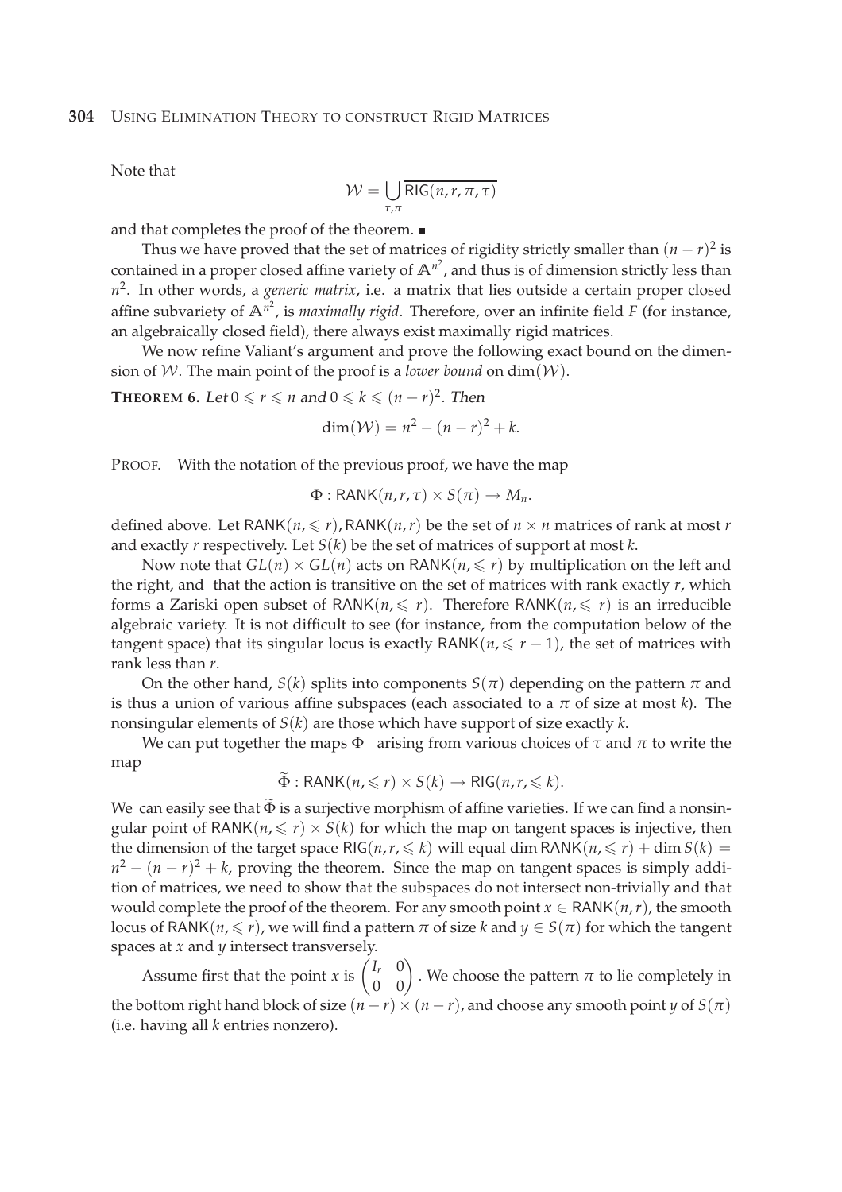Note that

$$\mathcal{W} = \bigcup_{\tau,\pi} \overline{\mathsf{RIG}(n,r,\pi,\tau)}$$

and that completes the proof of the theorem. ∎

Thus we have proved that the set of matrices of rigidity strictly smaller than $(n-r)^2$ is contained in a proper closed affine variety of $\mathbb{A}^{n^2}$, and thus is of dimension strictly less than $n^2$. In other words, a *generic matrix*, i.e. a matrix that lies outside a certain proper closed affine subvariety of $\mathbb{A}^{n^2}$, is *maximally rigid*. Therefore, over an infinite field $F$ (for instance, an algebraically closed field), there always exist maximally rigid matrices.

We now refine Valiant's argument and prove the following exact bound on the dimension of $\mathcal{W}$. The main point of the proof is a *lower bound* on $\dim(\mathcal{W})$.

**THEOREM 6.** *Let* $0 \leqslant r \leqslant n$ *and* $0 \leqslant k \leqslant (n-r)^2$. *Then*

$$\dim(\mathcal{W}) = n^2 - (n-r)^2 + k.$$

PROOF. With the notation of the previous proof, we have the map

$$\Phi : \mathsf{RANK}(n,r,\tau) \times S(\pi) \to M_n.$$

defined above. Let $\mathsf{RANK}(n, \leqslant r), \mathsf{RANK}(n,r)$ be the set of $n \times n$ matrices of rank at most $r$ and exactly $r$ respectively. Let $S(k)$ be the set of matrices of support at most $k$.

Now note that $GL(n) \times GL(n)$ acts on $\mathsf{RANK}(n, \leqslant r)$ by multiplication on the left and the right, and that the action is transitive on the set of matrices with rank exactly $r$, which forms a Zariski open subset of $\mathsf{RANK}(n, \leqslant r)$. Therefore $\mathsf{RANK}(n, \leqslant r)$ is an irreducible algebraic variety. It is not difficult to see (for instance, from the computation below of the tangent space) that its singular locus is exactly $\mathsf{RANK}(n, \leqslant r-1)$, the set of matrices with rank less than $r$.

On the other hand, $S(k)$ splits into components $S(\pi)$ depending on the pattern $\pi$ and is thus a union of various affine subspaces (each associated to a $\pi$ of size at most $k$). The nonsingular elements of $S(k)$ are those which have support of size exactly $k$.

We can put together the maps $\Phi$ arising from various choices of $\tau$ and $\pi$ to write the map

$$\widetilde{\Phi} : \mathsf{RANK}(n, \leqslant r) \times S(k) \to \mathsf{RIG}(n,r,\leqslant k).$$

We can easily see that $\widetilde{\Phi}$ is a surjective morphism of affine varieties. If we can find a nonsingular point of $\mathsf{RANK}(n, \leqslant r) \times S(k)$ for which the map on tangent spaces is injective, then the dimension of the target space $\mathsf{RIG}(n,r,\leqslant k)$ will equal $\dim \mathsf{RANK}(n, \leqslant r) + \dim S(k) = n^2 - (n-r)^2 + k$, proving the theorem. Since the map on tangent spaces is simply addition of matrices, we need to show that the subspaces do not intersect non-trivially and that would complete the proof of the theorem. For any smooth point $x \in \mathsf{RANK}(n,r)$, the smooth locus of $\mathsf{RANK}(n, \leqslant r)$, we will find a pattern $\pi$ of size $k$ and $y \in S(\pi)$ for which the tangent spaces at $x$ and $y$ intersect transversely.

Assume first that the point $x$ is $\begin{pmatrix} I_r & 0 \\ 0 & 0 \end{pmatrix}$. We choose the pattern $\pi$ to lie completely in the bottom right hand block of size $(n-r) \times (n-r)$, and choose any smooth point $y$ of $S(\pi)$ (i.e. having all $k$ entries nonzero).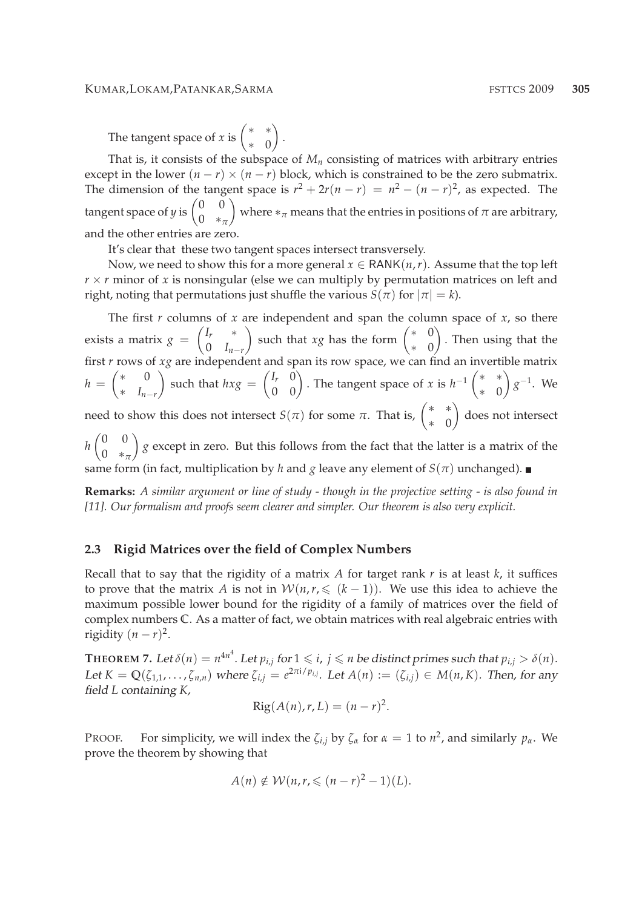The tangent space of $x$ is $\begin{pmatrix} * & * \\ * & 0 \end{pmatrix}$.

That is, it consists of the subspace of $M_n$ consisting of matrices with arbitrary entries except in the lower $(n-r) \times (n-r)$ block, which is constrained to be the zero submatrix. The dimension of the tangent space is $r^2 + 2r(n-r) = n^2 - (n-r)^2$, as expected. The tangent space of $y$ is $\begin{pmatrix} 0 & 0 \\ 0 & *_\pi \end{pmatrix}$ where $*_\pi$ means that the entries in positions of $\pi$ are arbitrary, and the other entries are zero.

It's clear that these two tangent spaces intersect transversely.

Now, we need to show this for a more general $x \in \mathsf{RANK}(n,r)$. Assume that the top left $r \times r$ minor of $x$ is nonsingular (else we can multiply by permutation matrices on left and right, noting that permutations just shuffle the various $S(\pi)$ for $|\pi| = k$).

The first $r$ columns of $x$ are independent and span the column space of $x$, so there exists a matrix $g = \begin{pmatrix} I_r & * \\ 0 & I_{n-r} \end{pmatrix}$ such that $xg$ has the form $\begin{pmatrix} * & 0 \\ * & 0 \end{pmatrix}$. Then using that the first $r$ rows of $xg$ are independent and span its row space, we can find an invertible matrix $h = \begin{pmatrix} * & 0 \\ * & I_{n-r} \end{pmatrix}$ such that $hxg = \begin{pmatrix} I_r & 0 \\ 0 & 0 \end{pmatrix}$. The tangent space of $x$ is $h^{-1} \begin{pmatrix} * & * \\ * & 0 \end{pmatrix} g^{-1}$. We need to show this does not intersect $S(\pi)$ for some $\pi$. That is, $\begin{pmatrix} * & * \\ * & 0 \end{pmatrix}$ does not intersect $h \begin{pmatrix} 0 & 0 \\ 0 & *_\pi \end{pmatrix} g$ except in zero. But this follows from the fact that the latter is a matrix of the same form (in fact, multiplication by $h$ and $g$ leave any element of $S(\pi)$ unchanged). ∎

**Remarks:** *A similar argument or line of study - though in the projective setting - is also found in [11]. Our formalism and proofs seem clearer and simpler. Our theorem is also very explicit.*

### 2.3 Rigid Matrices over the field of Complex Numbers

Recall that to say that the rigidity of a matrix $A$ for target rank $r$ is at least $k$, it suffices to prove that the matrix $A$ is not in $\mathcal{W}(n, r, \leqslant (k-1))$. We use this idea to achieve the maximum possible lower bound for the rigidity of a family of matrices over the field of complex numbers $\mathbb{C}$. As a matter of fact, we obtain matrices with real algebraic entries with rigidity $(n-r)^2$.

**THEOREM 7.** *Let $\delta(n) = n^{4n^4}$. Let $p_{i,j}$ for $1 \leqslant i, j \leqslant n$ be distinct primes such that $p_{i,j} > \delta(n)$. Let $K = \mathbb{Q}(\zeta_{1,1}, \ldots, \zeta_{n,n})$ where $\zeta_{i,j} = e^{2\pi i/p_{i,j}}$. Let $A(n) := (\zeta_{i,j}) \in M(n, K)$. Then, for any field $L$ containing $K$,*

$$\mathrm{Rig}(A(n), r, L) = (n-r)^2.$$

PROOF. For simplicity, we will index the $\zeta_{i,j}$ by $\zeta_\alpha$ for $\alpha = 1$ to $n^2$, and similarly $p_\alpha$. We prove the theorem by showing that

$$A(n) \notin \mathcal{W}(n, r, \leqslant (n-r)^2 - 1)(L).$$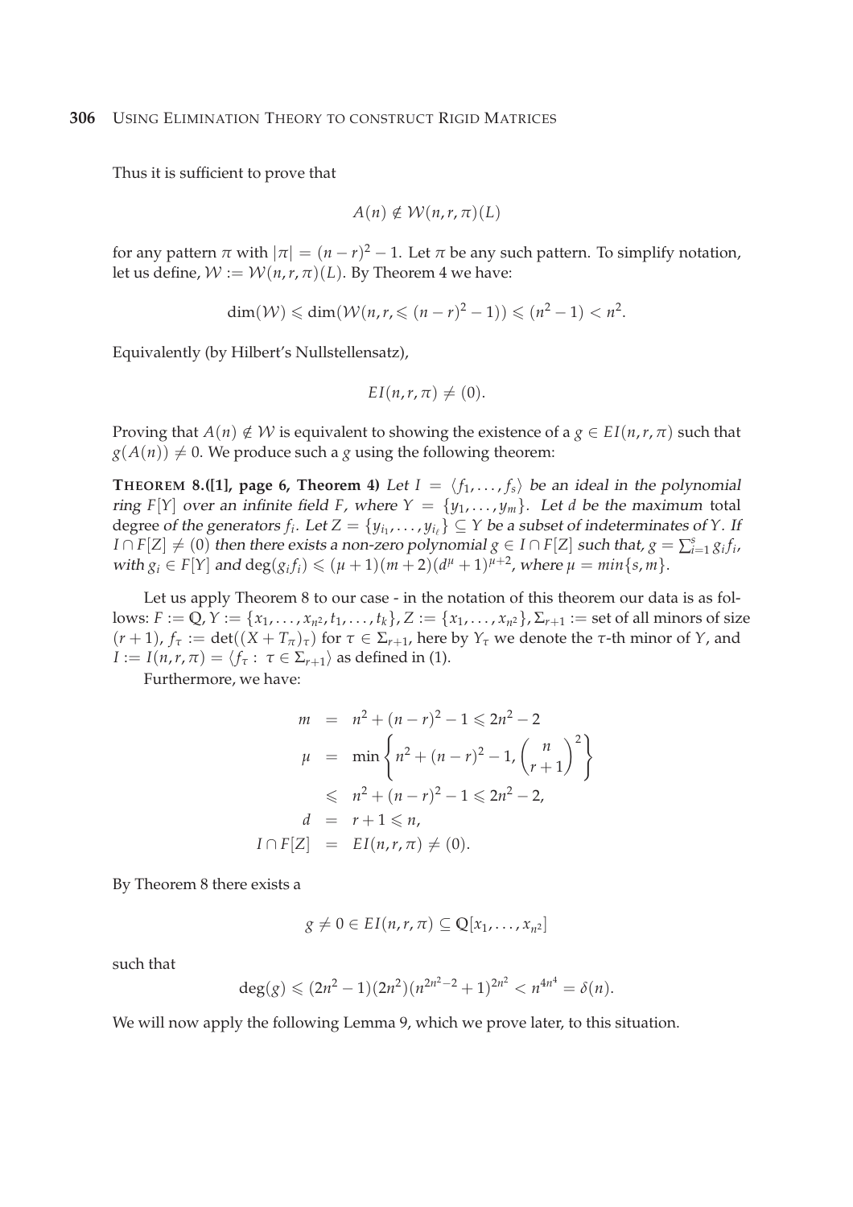Thus it is sufficient to prove that

$$A(n) \notin \mathcal{W}(n,r,\pi)(L)$$

for any pattern $\pi$ with $|\pi| = (n-r)^2 - 1$. Let $\pi$ be any such pattern. To simplify notation, let us define, $\mathcal{W} := \mathcal{W}(n,r,\pi)(L)$. By Theorem 4 we have:

$$\dim(\mathcal{W}) \leqslant \dim(\mathcal{W}(n,r,\leqslant (n-r)^2 - 1)) \leqslant (n^2-1) < n^2.$$

Equivalently (by Hilbert's Nullstellensatz),

$$EI(n,r,\pi) \neq (0).$$

Proving that $A(n) \notin \mathcal{W}$ is equivalent to showing the existence of a $g \in EI(n,r,\pi)$ such that $g(A(n)) \neq 0$. We produce such a $g$ using the following theorem:

**THEOREM 8.([1], page 6, Theorem 4)** *Let $I = \langle f_1, \ldots, f_s \rangle$ be an ideal in the polynomial ring $F[Y]$ over an infinite field $F$, where $Y = \{y_1, \ldots, y_m\}$. Let $d$ be the maximum total degree of the generators $f_i$. Let $Z = \{y_{i_1}, \ldots, y_{i_\ell}\} \subseteq Y$ be a subset of indeterminates of $Y$. If $I \cap F[Z] \neq (0)$ then there exists a non-zero polynomial $g \in I \cap F[Z]$ such that, $g = \sum_{i=1}^{s} g_i f_i$, with $g_i \in F[Y]$ and $\deg(g_i f_i) \leqslant (\mu+1)(m+2)(d^\mu+1)^{\mu+2}$, where $\mu = min\{s, m\}$.*

Let us apply Theorem 8 to our case - in the notation of this theorem our data is as follows: $F := \mathbb{Q}$, $Y := \{x_1, \ldots, x_{n^2}, t_1, \ldots, t_k\}$, $Z := \{x_1, \ldots, x_{n^2}\}$, $\Sigma_{r+1} :=$ set of all minors of size $(r+1)$, $f_\tau := \det((X + T_\pi)_\tau)$ for $\tau \in \Sigma_{r+1}$, here by $Y_\tau$ we denote the $\tau$-th minor of $Y$, and $I := I(n,r,\pi) = \langle f_\tau : \tau \in \Sigma_{r+1} \rangle$ as defined in (1).

Furthermore, we have:

$$\begin{aligned}
m &= n^2 + (n-r)^2 - 1 \leqslant 2n^2 - 2 \\
\mu &= \min\left\{ n^2 + (n-r)^2 - 1, \binom{n}{r+1}^2 \right\} \\
&\leqslant n^2 + (n-r)^2 - 1 \leqslant 2n^2 - 2, \\
d &= r + 1 \leqslant n, \\
I \cap F[Z] &= EI(n,r,\pi) \neq (0).
\end{aligned}$$

By Theorem 8 there exists a

$$g \neq 0 \in EI(n,r,\pi) \subseteq \mathbb{Q}[x_1, \ldots, x_{n^2}]$$

such that

$$\deg(g) \leqslant (2n^2-1)(2n^2)(n^{2n^2-2}+1)^{2n^2} < n^{4n^4} = \delta(n).$$

We will now apply the following Lemma 9, which we prove later, to this situation.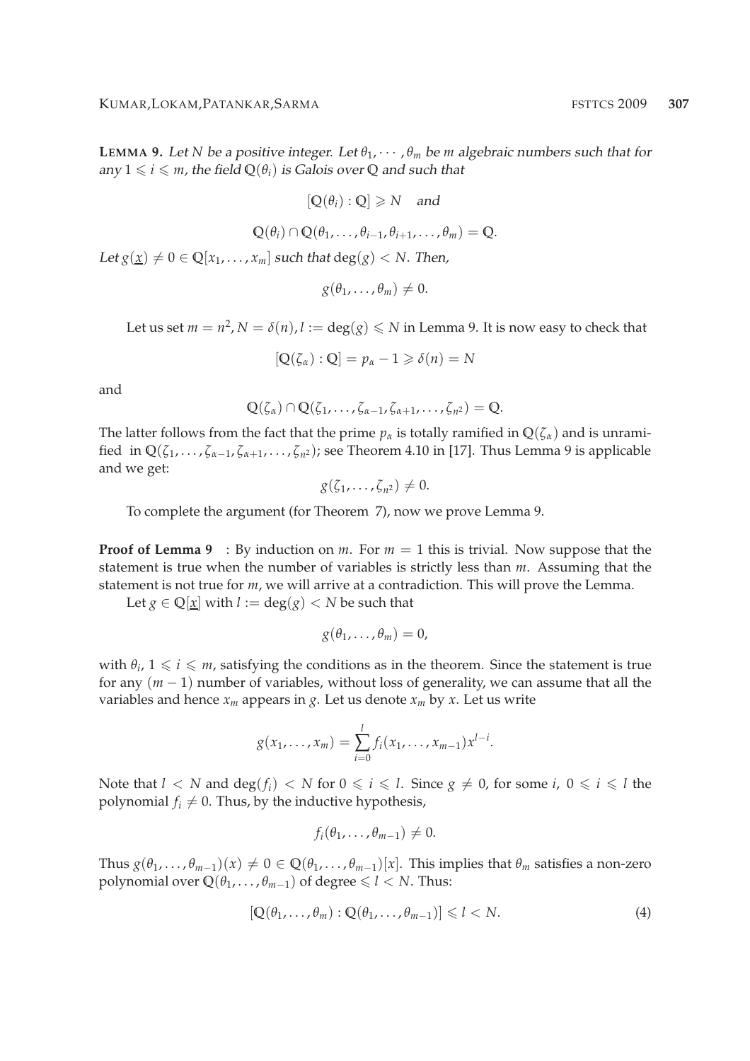**LEMMA 9.** *Let $N$ be a positive integer. Let $\theta_1, \cdots, \theta_m$ be $m$ algebraic numbers such that for any $1 \leqslant i \leqslant m$, the field $\mathbb{Q}(\theta_i)$ is Galois over $\mathbb{Q}$ and such that*

$$[\mathbb{Q}(\theta_i) : \mathbb{Q}] \geqslant N \quad \text{and}$$

$$\mathbb{Q}(\theta_i) \cap \mathbb{Q}(\theta_1, \ldots, \theta_{i-1}, \theta_{i+1}, \ldots, \theta_m) = \mathbb{Q}.$$

*Let $g(\underline{x}) \neq 0 \in \mathbb{Q}[x_1, \ldots, x_m]$ such that $\deg(g) < N$. Then,*

$$g(\theta_1, \ldots, \theta_m) \neq 0.$$

Let us set $m = n^2, N = \delta(n), l := \deg(g) \leqslant N$ in Lemma 9. It is now easy to check that

$$[\mathbb{Q}(\zeta_\alpha) : \mathbb{Q}] = p_\alpha - 1 \geqslant \delta(n) = N$$

and

$$\mathbb{Q}(\zeta_\alpha) \cap \mathbb{Q}(\zeta_1, \ldots, \zeta_{\alpha-1}, \zeta_{\alpha+1}, \ldots, \zeta_{n^2}) = \mathbb{Q}.$$

The latter follows from the fact that the prime $p_\alpha$ is totally ramified in $\mathbb{Q}(\zeta_\alpha)$ and is unramified in $\mathbb{Q}(\zeta_1, \ldots, \zeta_{\alpha-1}, \zeta_{\alpha+1}, \ldots, \zeta_{n^2})$; see Theorem 4.10 in [17]. Thus Lemma 9 is applicable and we get:

$$g(\zeta_1, \ldots, \zeta_{n^2}) \neq 0.$$

To complete the argument (for Theorem 7), now we prove Lemma 9.

**Proof of Lemma 9** : By induction on $m$. For $m = 1$ this is trivial. Now suppose that the statement is true when the number of variables is strictly less than $m$. Assuming that the statement is not true for $m$, we will arrive at a contradiction. This will prove the Lemma.

Let $g \in \mathbb{Q}[\underline{x}]$ with $l := \deg(g) < N$ be such that

$$g(\theta_1, \ldots, \theta_m) = 0,$$

with $\theta_i$, $1 \leqslant i \leqslant m$, satisfying the conditions as in the theorem. Since the statement is true for any $(m-1)$ number of variables, without loss of generality, we can assume that all the variables and hence $x_m$ appears in $g$. Let us denote $x_m$ by $x$. Let us write

$$g(x_1, \ldots, x_m) = \sum_{i=0}^{l} f_i(x_1, \ldots, x_{m-1}) x^{l-i}.$$

Note that $l < N$ and $\deg(f_i) < N$ for $0 \leqslant i \leqslant l$. Since $g \neq 0$, for some $i$, $0 \leqslant i \leqslant l$ the polynomial $f_i \neq 0$. Thus, by the inductive hypothesis,

$$f_i(\theta_1, \ldots, \theta_{m-1}) \neq 0.$$

Thus $g(\theta_1, \ldots, \theta_{m-1})(x) \neq 0 \in \mathbb{Q}(\theta_1, \ldots, \theta_{m-1})[x]$. This implies that $\theta_m$ satisfies a non-zero polynomial over $\mathbb{Q}(\theta_1, \ldots, \theta_{m-1})$ of degree $\leqslant l < N$. Thus:

$$[\mathbb{Q}(\theta_1, \ldots, \theta_m) : \mathbb{Q}(\theta_1, \ldots, \theta_{m-1})] \leqslant l < N. \tag{4}$$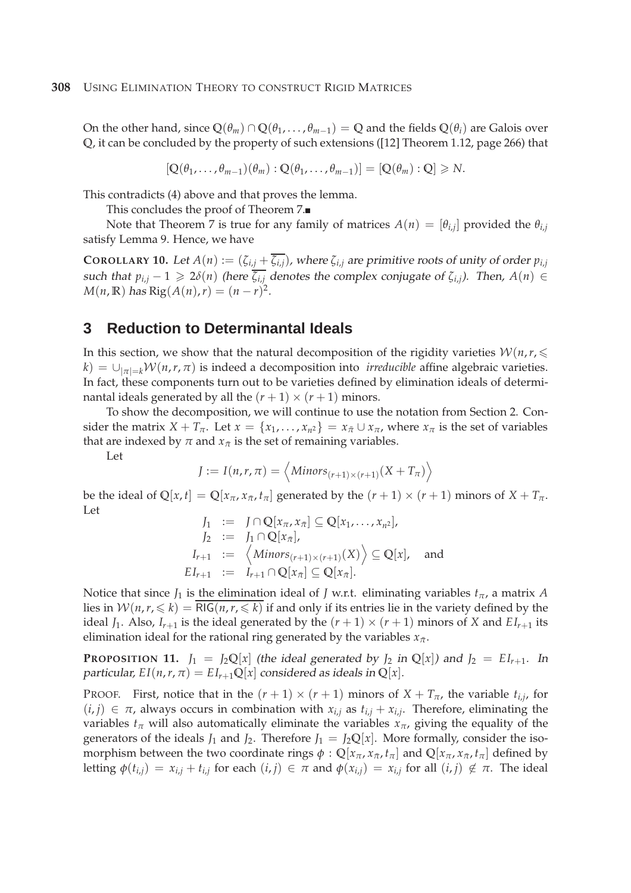On the other hand, since $\mathbb{Q}(\theta_m) \cap \mathbb{Q}(\theta_1, \ldots, \theta_{m-1}) = \mathbb{Q}$ and the fields $\mathbb{Q}(\theta_i)$ are Galois over $\mathbb{Q}$, it can be concluded by the property of such extensions ([12] Theorem 1.12, page 266) that

$$[\mathbb{Q}(\theta_1, \ldots, \theta_{m-1})(\theta_m) : \mathbb{Q}(\theta_1, \ldots, \theta_{m-1})] = [\mathbb{Q}(\theta_m) : \mathbb{Q}] \geqslant N.$$

This contradicts (4) above and that proves the lemma.

This concludes the proof of Theorem 7.■

Note that Theorem 7 is true for any family of matrices $A(n) = [\theta_{i,j}]$ provided the $\theta_{i,j}$ satisfy Lemma 9. Hence, we have

**COROLLARY 10.** *Let $A(n) := (\zeta_{i,j} + \overline{\zeta_{i,j}})$, where $\zeta_{i,j}$ are primitive roots of unity of order $p_{i,j}$ such that $p_{i,j} - 1 \geqslant 2\delta(n)$ (here $\overline{\zeta_{i,j}}$ denotes the complex conjugate of $\zeta_{i,j}$). Then, $A(n) \in M(n, \mathbb{R})$ has $\mathrm{Rig}(A(n), r) = (n-r)^2$.*

## 3 Reduction to Determinantal Ideals

In this section, we show that the natural decomposition of the rigidity varieties $\mathcal{W}(n, r, \leqslant k) = \cup_{|\pi|=k} \mathcal{W}(n, r, \pi)$ is indeed a decomposition into *irreducible* affine algebraic varieties. In fact, these components turn out to be varieties defined by elimination ideals of determinantal ideals generated by all the $(r+1) \times (r+1)$ minors.

To show the decomposition, we will continue to use the notation from Section 2. Consider the matrix $X + T_\pi$. Let $x = \{x_1, \ldots, x_{n^2}\} = x_{\bar{\pi}} \cup x_\pi$, where $x_\pi$ is the set of variables that are indexed by $\pi$ and $x_{\bar{\pi}}$ is the set of remaining variables.

Let

$$J := I(n, r, \pi) = \left\langle Minors_{(r+1)\times(r+1)}(X + T_\pi) \right\rangle$$

be the ideal of $\mathbb{Q}[x, t] = \mathbb{Q}[x_\pi, x_{\bar{\pi}}, t_\pi]$ generated by the $(r+1) \times (r+1)$ minors of $X + T_\pi$. Let

$$\begin{aligned}
J_1 &:= J \cap \mathbb{Q}[x_\pi, x_{\bar{\pi}}] \subseteq \mathbb{Q}[x_1, \ldots, x_{n^2}], \\
J_2 &:= J_1 \cap \mathbb{Q}[x_{\bar{\pi}}], \\
I_{r+1} &:= \left\langle Minors_{(r+1)\times(r+1)}(X) \right\rangle \subseteq \mathbb{Q}[x], \quad \text{and} \\
EI_{r+1} &:= I_{r+1} \cap \mathbb{Q}[x_{\bar{\pi}}] \subseteq \mathbb{Q}[x_{\bar{\pi}}].
\end{aligned}$$

Notice that since $J_1$ is the elimination ideal of $J$ w.r.t. eliminating variables $t_\pi$, a matrix $A$ lies in $\mathcal{W}(n, r, \leqslant k) = \overline{\mathsf{RIG}(n, r, \leqslant k)}$ if and only if its entries lie in the variety defined by the ideal $J_1$. Also, $I_{r+1}$ is the ideal generated by the $(r+1) \times (r+1)$ minors of $X$ and $EI_{r+1}$ its elimination ideal for the rational ring generated by the variables $x_{\bar{\pi}}$.

**PROPOSITION 11.** *$J_1 = J_2\mathbb{Q}[x]$ (the ideal generated by $J_2$ in $\mathbb{Q}[x]$) and $J_2 = EI_{r+1}$. In particular, $EI(n, r, \pi) = EI_{r+1}\mathbb{Q}[x]$ considered as ideals in $\mathbb{Q}[x]$.*

PROOF. First, notice that in the $(r+1) \times (r+1)$ minors of $X + T_\pi$, the variable $t_{i,j}$, for $(i, j) \in \pi$, always occurs in combination with $x_{i,j}$ as $t_{i,j} + x_{i,j}$. Therefore, eliminating the variables $t_\pi$ will also automatically eliminate the variables $x_\pi$, giving the equality of the generators of the ideals $J_1$ and $J_2$. Therefore $J_1 = J_2\mathbb{Q}[x]$. More formally, consider the isomorphism between the two coordinate rings $\phi : \mathbb{Q}[x_\pi, x_{\bar{\pi}}, t_\pi]$ and $\mathbb{Q}[x_\pi, x_{\bar{\pi}}, t_\pi]$ defined by letting $\phi(t_{i,j}) = x_{i,j} + t_{i,j}$ for each $(i, j) \in \pi$ and $\phi(x_{i,j}) = x_{i,j}$ for all $(i, j) \notin \pi$. The ideal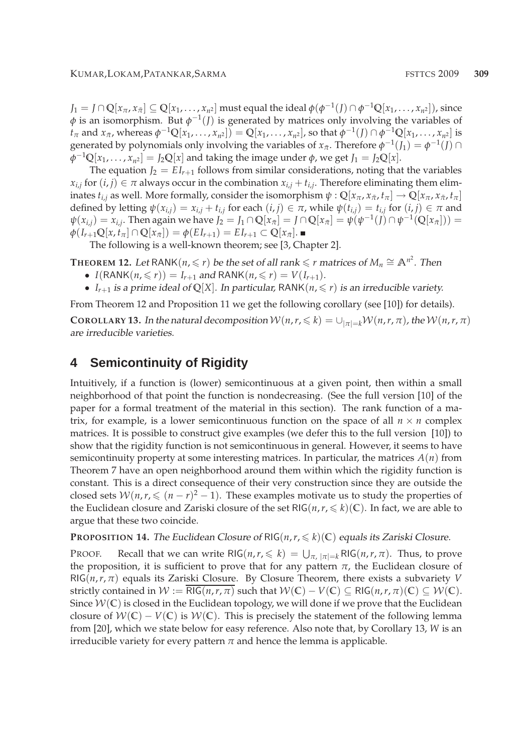$J_1 = J \cap \mathbb{Q}[x_\pi, x_{\bar{\pi}}] \subseteq \mathbb{Q}[x_1, \ldots, x_{n^2}]$ must equal the ideal $\phi(\phi^{-1}(J) \cap \phi^{-1}\mathbb{Q}[x_1, \ldots, x_{n^2}])$, since $\phi$ is an isomorphism. But $\phi^{-1}(J)$ is generated by matrices only involving the variables of $t_\pi$ and $x_{\bar{\pi}}$, whereas $\phi^{-1}\mathbb{Q}[x_1, \ldots, x_{n^2}]) = \mathbb{Q}[x_1, \ldots, x_{n^2}]$, so that $\phi^{-1}(J) \cap \phi^{-1}\mathbb{Q}[x_1, \ldots, x_{n^2}]$ is generated by polynomials only involving the variables of $x_{\bar{\pi}}$. Therefore $\phi^{-1}(J_1) = \phi^{-1}(J) \cap \phi^{-1}\mathbb{Q}[x_1, \ldots, x_{n^2}] = J_2\mathbb{Q}[x]$ and taking the image under $\phi$, we get $J_1 = J_2\mathbb{Q}[x]$.

The equation $J_2 = EI_{r+1}$ follows from similar considerations, noting that the variables $x_{i,j}$ for $(i,j) \in \pi$ always occur in the combination $x_{i,j} + t_{i,j}$. Therefore eliminating them eliminates $t_{i,j}$ as well. More formally, consider the isomorphism $\psi : \mathbb{Q}[x_\pi, x_{\bar{\pi}}, t_\pi] \to \mathbb{Q}[x_\pi, x_{\bar{\pi}}, t_\pi]$ defined by letting $\psi(x_{i,j}) = x_{i,j} + t_{i,j}$ for each $(i,j) \in \pi$, while $\psi(t_{i,j}) = t_{i,j}$ for $(i,j) \in \pi$ and $\psi(x_{i,j}) = x_{i,j}$. Then again we have $J_2 = J_1 \cap \mathbb{Q}[x_{\bar{\pi}}] = J \cap \mathbb{Q}[x_{\bar{\pi}}] = \psi(\psi^{-1}(J) \cap \psi^{-1}(\mathbb{Q}[x_{\bar{\pi}}])) = \phi(I_{r+1}\mathbb{Q}[x, t_\pi] \cap \mathbb{Q}[x_{\bar{\pi}}]) = \phi(EI_{r+1}) = EI_{r+1} \subset \mathbb{Q}[x_{\bar{\pi}}]$. ∎

The following is a well-known theorem; see [3, Chapter 2].

**THEOREM 12.** *Let $\mathsf{RANK}(n, \leqslant r)$ be the set of all rank $\leqslant r$ matrices of $M_n \cong \mathbb{A}^{n^2}$. Then*

- *$I(\mathsf{RANK}(n, \leqslant r)) = I_{r+1}$ and $\mathsf{RANK}(n, \leqslant r) = V(I_{r+1})$.*
- *$I_{r+1}$ is a prime ideal of $\mathbb{Q}[X]$. In particular, $\mathsf{RANK}(n, \leqslant r)$ is an irreducible variety.*

From Theorem 12 and Proposition 11 we get the following corollary (see [10]) for details).

**COROLLARY 13.** *In the natural decomposition $\mathcal{W}(n, r, \leqslant k) = \cup_{|\pi|=k}\mathcal{W}(n, r, \pi)$, the $\mathcal{W}(n, r, \pi)$ are irreducible varieties.*

## 4 Semicontinuity of Rigidity

Intuitively, if a function is (lower) semicontinuous at a given point, then within a small neighborhood of that point the function is nondecreasing. (See the full version [10] of the paper for a formal treatment of the material in this section). The rank function of a matrix, for example, is a lower semicontinuous function on the space of all $n \times n$ complex matrices. It is possible to construct give examples (we defer this to the full version [10]) to show that the rigidity function is not semicontinuous in general. However, it seems to have semicontinuity property at some interesting matrices. In particular, the matrices $A(n)$ from Theorem 7 have an open neighborhood around them within which the rigidity function is constant. This is a direct consequence of their very construction since they are outside the closed sets $\mathcal{W}(n, r, \leqslant (n-r)^2 - 1)$. These examples motivate us to study the properties of the Euclidean closure and Zariski closure of the set $\mathsf{RIG}(n, r, \leqslant k)(\mathbb{C})$. In fact, we are able to argue that these two coincide.

**PROPOSITION 14.** *The Euclidean Closure of $\mathsf{RIG}(n, r, \leqslant k)(\mathbb{C})$ equals its Zariski Closure.*

PROOF. Recall that we can write $\mathsf{RIG}(n, r, \leqslant k) = \bigcup_{\pi, |\pi|=k} \mathsf{RIG}(n, r, \pi)$. Thus, to prove the proposition, it is sufficient to prove that for any pattern $\pi$, the Euclidean closure of $\mathsf{RIG}(n, r, \pi)$ equals its Zariski Closure. By Closure Theorem, there exists a subvariety $V$ strictly contained in $\mathcal{W} := \overline{\mathsf{RIG}(n, r, \pi)}$ such that $\mathcal{W}(\mathbb{C}) - V(\mathbb{C}) \subseteq \mathsf{RIG}(n, r, \pi)(\mathbb{C}) \subseteq \mathcal{W}(\mathbb{C})$. Since $\mathcal{W}(\mathbb{C})$ is closed in the Euclidean topology, we will done if we prove that the Euclidean closure of $\mathcal{W}(\mathbb{C}) - V(\mathbb{C})$ is $\mathcal{W}(\mathbb{C})$. This is precisely the statement of the following lemma from [20], which we state below for easy reference. Also note that, by Corollary 13, $W$ is an irreducible variety for every pattern $\pi$ and hence the lemma is applicable.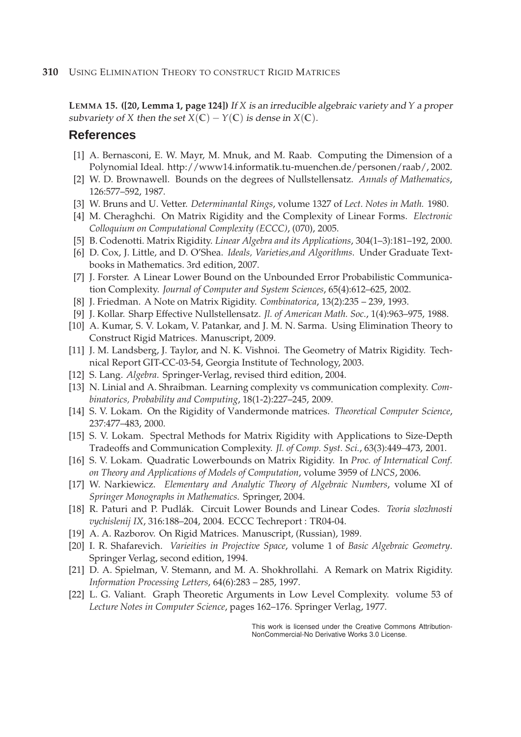**LEMMA 15. ([20, Lemma 1, page 124])** *If $X$ is an irreducible algebraic variety and $Y$ a proper subvariety of $X$ then the set $X(\mathbb{C}) - Y(\mathbb{C})$ is dense in $X(\mathbb{C})$.*

## References

[1] A. Bernasconi, E. W. Mayr, M. Mnuk, and M. Raab. Computing the Dimension of a Polynomial Ideal. http://www14.informatik.tu-muenchen.de/personen/raab/, 2002.

[2] W. D. Brownawell. Bounds on the degrees of Nullstellensatz. *Annals of Mathematics*, 126:577–592, 1987.

[3] W. Bruns and U. Vetter. *Determinantal Rings*, volume 1327 of *Lect. Notes in Math.* 1980.

[4] M. Cheraghchi. On Matrix Rigidity and the Complexity of Linear Forms. *Electronic Colloquium on Computational Complexity (ECCC)*, (070), 2005.

[5] B. Codenotti. Matrix Rigidity. *Linear Algebra and its Applications*, 304(1–3):181–192, 2000.

[6] D. Cox, J. Little, and D. O'Shea. *Ideals, Varieties,and Algorithms*. Under Graduate Textbooks in Mathematics. 3rd edition, 2007.

[7] J. Forster. A Linear Lower Bound on the Unbounded Error Probabilistic Communication Complexity. *Journal of Computer and System Sciences*, 65(4):612–625, 2002.

[8] J. Friedman. A Note on Matrix Rigidity. *Combinatorica*, 13(2):235 – 239, 1993.

[9] J. Kollar. Sharp Effective Nullstellensatz. *Jl. of American Math. Soc.*, 1(4):963–975, 1988.

[10] A. Kumar, S. V. Lokam, V. Patankar, and J. M. N. Sarma. Using Elimination Theory to Construct Rigid Matrices. Manuscript, 2009.

[11] J. M. Landsberg, J. Taylor, and N. K. Vishnoi. The Geometry of Matrix Rigidity. Technical Report GIT-CC-03-54, Georgia Institute of Technology, 2003.

[12] S. Lang. *Algebra*. Springer-Verlag, revised third edition, 2004.

[13] N. Linial and A. Shraibman. Learning complexity vs communication complexity. *Combinatorics, Probability and Computing*, 18(1-2):227–245, 2009.

[14] S. V. Lokam. On the Rigidity of Vandermonde matrices. *Theoretical Computer Science*, 237:477–483, 2000.

[15] S. V. Lokam. Spectral Methods for Matrix Rigidity with Applications to Size-Depth Tradeoffs and Communication Complexity. *Jl. of Comp. Syst. Sci.*, 63(3):449–473, 2001.

[16] S. V. Lokam. Quadratic Lowerbounds on Matrix Rigidity. In *Proc. of International Conf. on Theory and Applications of Models of Computation*, volume 3959 of *LNCS*, 2006.

[17] W. Narkiewicz. *Elementary and Analytic Theory of Algebraic Numbers*, volume XI of *Springer Monographs in Mathematics*. Springer, 2004.

[18] R. Paturi and P. Pudlák. Circuit Lower Bounds and Linear Codes. *Teoria slozhnosti vychislenij IX*, 316:188–204, 2004. ECCC Techreport : TR04-04.

[19] A. A. Razborov. On Rigid Matrices. Manuscript, (Russian), 1989.

[20] I. R. Shafarevich. *Varieities in Projective Space*, volume 1 of *Basic Algebraic Geometry*. Springer Verlag, second edition, 1994.

[21] D. A. Spielman, V. Stemann, and M. A. Shokhrollahi. A Remark on Matrix Rigidity. *Information Processing Letters*, 64(6):283 – 285, 1997.

[22] L. G. Valiant. Graph Theoretic Arguments in Low Level Complexity. volume 53 of *Lecture Notes in Computer Science*, pages 162–176. Springer Verlag, 1977.

This work is licensed under the Creative Commons Attribution-NonCommercial-No Derivative Works 3.0 License.